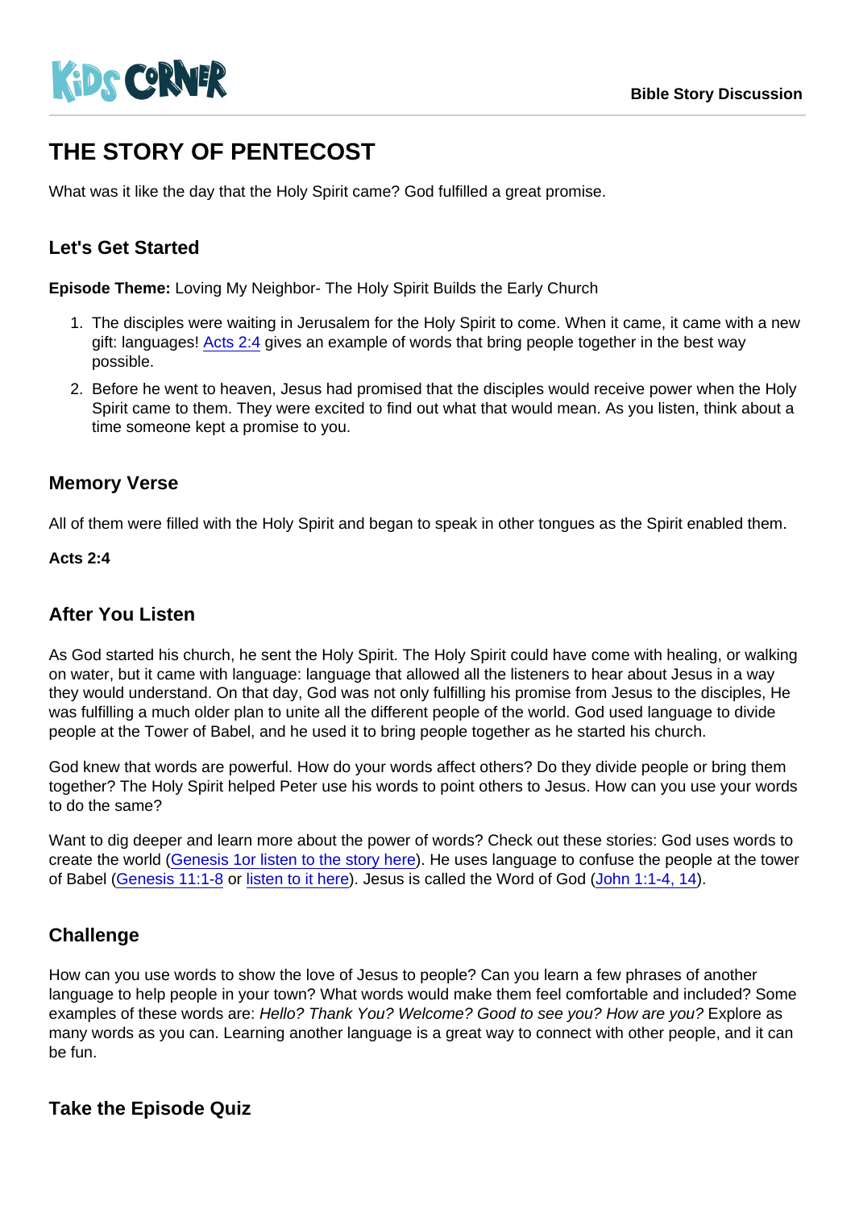# THE STORY OF PENTECOST

What was it like the day that the Holy Spirit came? God fulfilled a great promise.

## Let's Get Started

**Episode Theme:** Loving My Neighbor- The Holy Spirit Builds the Early Church

1. The disciples were waiting in Jerusalem for the Holy Spirit to come. When it came, it came with a new gift: languages! Acts 2:4 gives an example of words that bring people together in the best way possible.
2. Before he went to heaven, Jesus had promised that the disciples would receive power when the Holy Spirit came to them. They were excited to find out what that would mean. As you listen, think about a time someone kept a promise to you.

## Memory Verse

All of them were filled with the Holy Spirit and began to speak in other tongues as the Spirit enabled them.

**Acts 2:4**

## After You Listen

As God started his church, he sent the Holy Spirit. The Holy Spirit could have come with healing, or walking on water, but it came with language: language that allowed all the listeners to hear about Jesus in a way they would understand. On that day, God was not only fulfilling his promise from Jesus to the disciples, He was fulfilling a much older plan to unite all the different people of the world. God used language to divide people at the Tower of Babel, and he used it to bring people together as he started his church.

God knew that words are powerful. How do your words affect others? Do they divide people or bring them together? The Holy Spirit helped Peter use his words to point others to Jesus. How can you use your words to do the same?

Want to dig deeper and learn more about the power of words? Check out these stories: God uses words to create the world (Genesis 1or listen to the story here). He uses language to confuse the people at the tower of Babel (Genesis 11:1-8 or listen to it here). Jesus is called the Word of God (John 1:1-4, 14).

## Challenge

How can you use words to show the love of Jesus to people? Can you learn a few phrases of another language to help people in your town? What words would make them feel comfortable and included? Some examples of these words are: *Hello? Thank You? Welcome? Good to see you? How are you?* Explore as many words as you can. Learning another language is a great way to connect with other people, and it can be fun.

## Take the Episode Quiz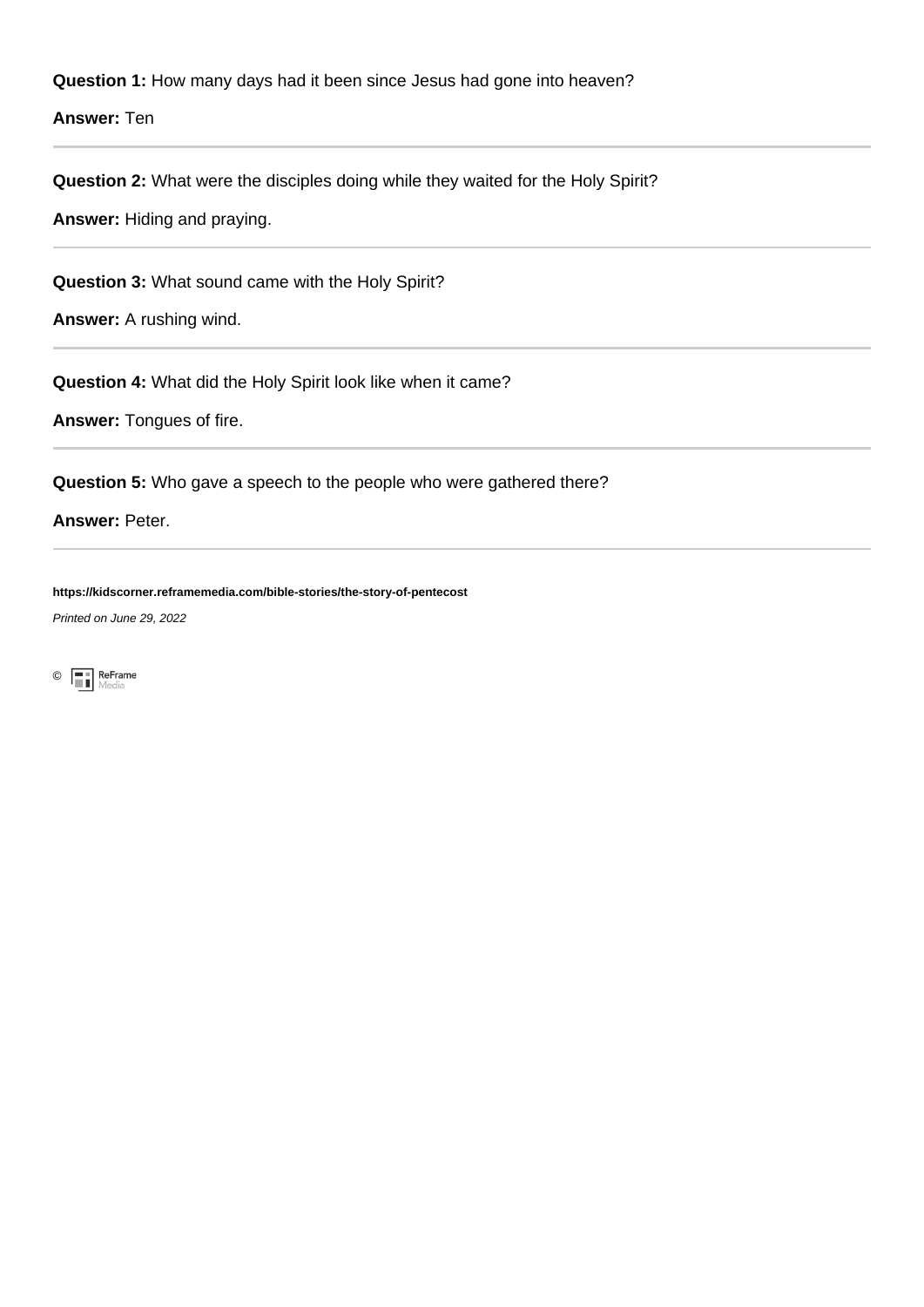**Question 1:** How many days had it been since Jesus had gone into heaven?

**Answer:** Ten

---

**Question 2:** What were the disciples doing while they waited for the Holy Spirit?

**Answer:** Hiding and praying.

---

**Question 3:** What sound came with the Holy Spirit?

**Answer:** A rushing wind.

---

**Question 4:** What did the Holy Spirit look like when it came?

**Answer:** Tongues of fire.

---

**Question 5:** Who gave a speech to the people who were gathered there?

**Answer:** Peter.

---

**https://kidscorner.reframemedia.com/bible-stories/the-story-of-pentecost**

*Printed on June 29, 2022*

© ReFrame Media